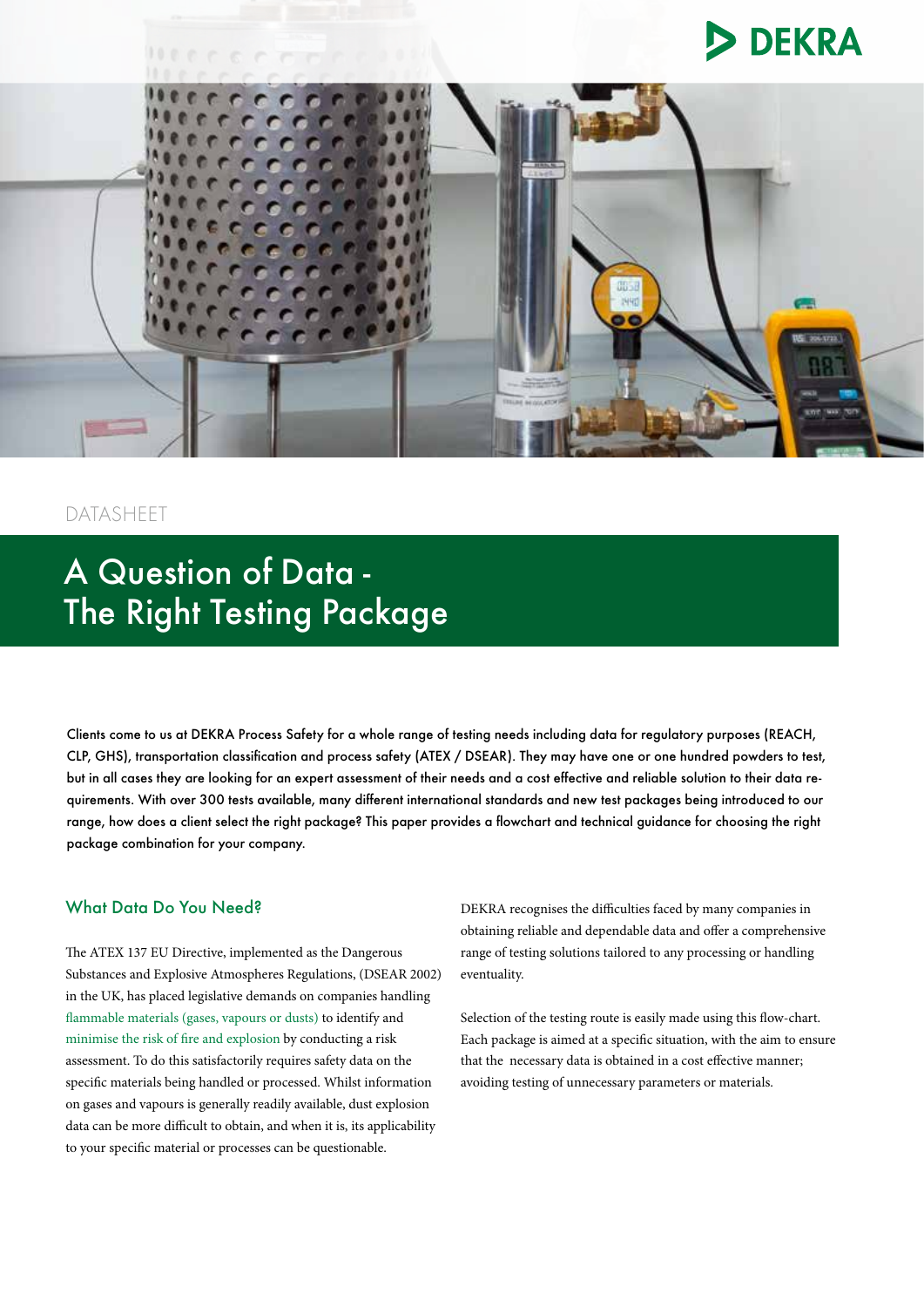DATASHEET

# A Question of Data - The Right Testing Package

Clients come to us at DEKRA Process Safety for a whole range of testing needs including data for regulatory purposes (REACH, CLP, GHS), transportation classification and process safety (ATEX / DSEAR). They may have one or one hundred powders to test, but in all cases they are looking for an expert assessment of their needs and a cost effective and reliable solution to their data requirements. With over 300 tests available, many different international standards and new test packages being introduced to our range, how does a client select the right package? This paper provides a flowchart and technical guidance for choosing the right package combination for your company.

## What Data Do You Need?

The ATEX 137 EU Directive, implemented as the Dangerous Substances and Explosive Atmospheres Regulations, (DSEAR 2002) in the UK, has placed legislative demands on companies handling flammable materials (gases, vapours or dusts) to identify and minimise the risk of fire and explosion by conducting a risk assessment. To do this satisfactorily requires safety data on the specific materials being handled or processed. Whilst information on gases and vapours is generally readily available, dust explosion data can be more difficult to obtain, and when it is, its applicability to your specific material or processes can be questionable.

DEKRA recognises the difficulties faced by many companies in obtaining reliable and dependable data and offer a comprehensive range of testing solutions tailored to any processing or handling eventuality.

Selection of the testing route is easily made using this flow-chart. Each package is aimed at a specific situation, with the aim to ensure that the necessary data is obtained in a cost effective manner; avoiding testing of unnecessary parameters or materials.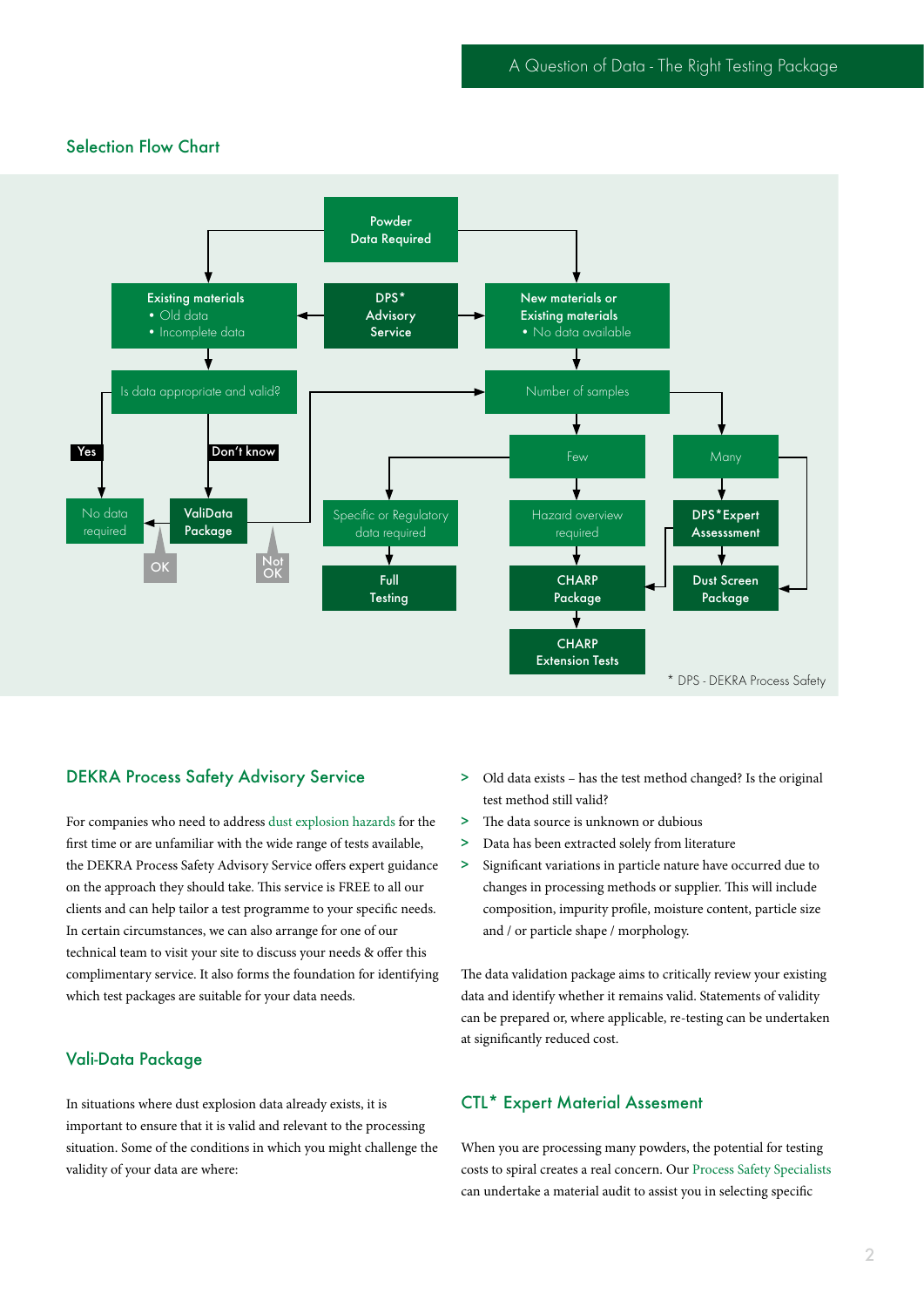## Selection Flow Chart

Powder Data Required

Existing materials
- Old data
- Incomplete data

DPS* Advisory Service

New materials or Existing materials
- No data available

Is data appropriate and valid?

Number of samples

Yes

Don't know

Few

Many

No data required

ValiData Package

OK

Not OK

Specific or Regulatory data required

Hazard overview required

DPS*Expert Assesssment

Full Testing

CHARP Package

Dust Screen Package

CHARP Extension Tests

\* DPS - DEKRA Process Safety

## DEKRA Process Safety Advisory Service

For companies who need to address dust explosion hazards for the first time or are unfamiliar with the wide range of tests available, the DEKRA Process Safety Advisory Service offers expert guidance on the approach they should take. This service is FREE to all our clients and can help tailor a test programme to your specific needs. In certain circumstances, we can also arrange for one of our technical team to visit your site to discuss your needs & offer this complimentary service. It also forms the foundation for identifying which test packages are suitable for your data needs.

## Vali-Data Package

In situations where dust explosion data already exists, it is important to ensure that it is valid and relevant to the processing situation. Some of the conditions in which you might challenge the validity of your data are where:

> Old data exists – has the test method changed? Is the original test method still valid?
> The data source is unknown or dubious
> Data has been extracted solely from literature
> Significant variations in particle nature have occurred due to changes in processing methods or supplier. This will include composition, impurity profile, moisture content, particle size and / or particle shape / morphology.

The data validation package aims to critically review your existing data and identify whether it remains valid. Statements of validity can be prepared or, where applicable, re-testing can be undertaken at significantly reduced cost.

## CTL* Expert Material Assesment

When you are processing many powders, the potential for testing costs to spiral creates a real concern. Our Process Safety Specialists can undertake a material audit to assist you in selecting specific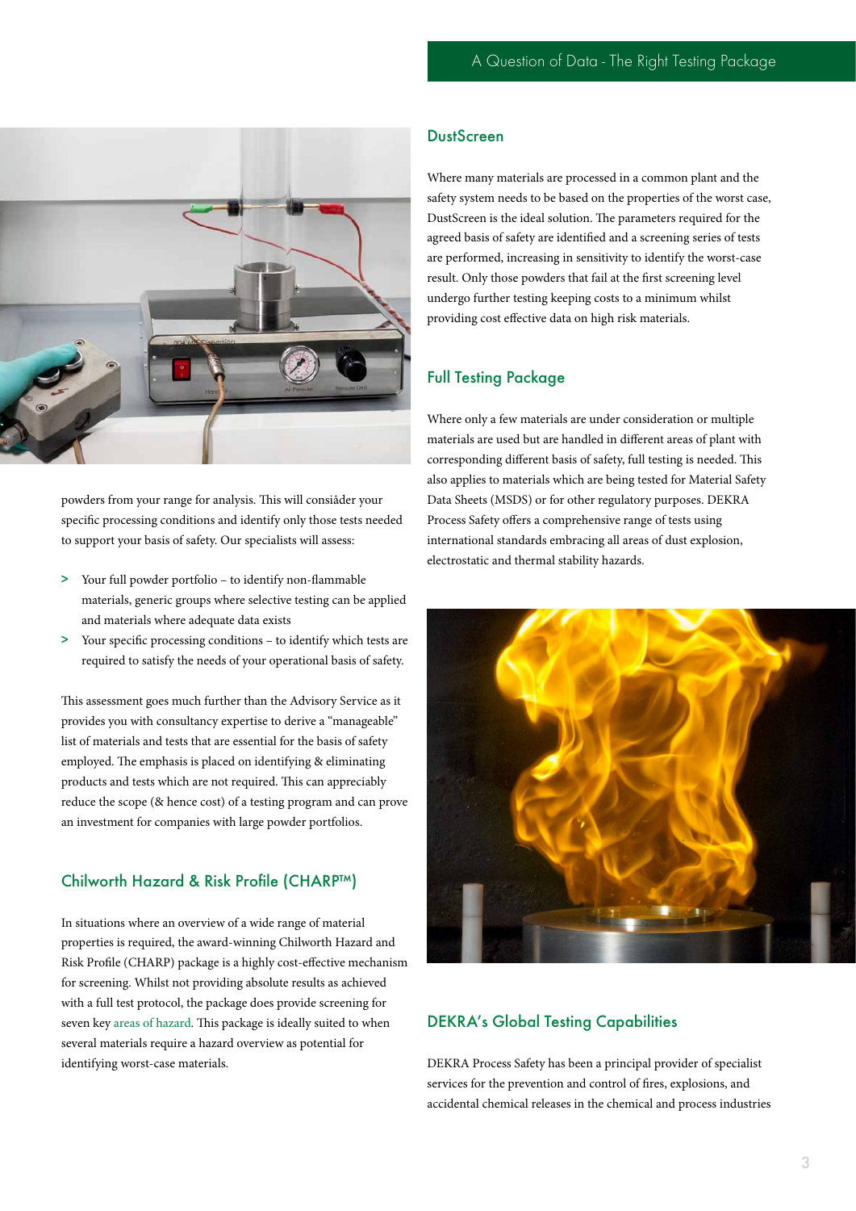powders from your range for analysis. This will consiâder your specific processing conditions and identify only those tests needed to support your basis of safety. Our specialists will assess:

> Your full powder portfolio – to identify non-flammable materials, generic groups where selective testing can be applied and materials where adequate data exists
> Your specific processing conditions – to identify which tests are required to satisfy the needs of your operational basis of safety.

This assessment goes much further than the Advisory Service as it provides you with consultancy expertise to derive a "manageable" list of materials and tests that are essential for the basis of safety employed. The emphasis is placed on identifying & eliminating products and tests which are not required. This can appreciably reduce the scope (& hence cost) of a testing program and can prove an investment for companies with large powder portfolios.

## Chilworth Hazard & Risk Profile (CHARP™)

In situations where an overview of a wide range of material properties is required, the award-winning Chilworth Hazard and Risk Profile (CHARP) package is a highly cost-effective mechanism for screening. Whilst not providing absolute results as achieved with a full test protocol, the package does provide screening for seven key areas of hazard. This package is ideally suited to when several materials require a hazard overview as potential for identifying worst-case materials.

## DustScreen

Where many materials are processed in a common plant and the safety system needs to be based on the properties of the worst case, DustScreen is the ideal solution. The parameters required for the agreed basis of safety are identified and a screening series of tests are performed, increasing in sensitivity to identify the worst-case result. Only those powders that fail at the first screening level undergo further testing keeping costs to a minimum whilst providing cost effective data on high risk materials.

## Full Testing Package

Where only a few materials are under consideration or multiple materials are used but are handled in different areas of plant with corresponding different basis of safety, full testing is needed. This also applies to materials which are being tested for Material Safety Data Sheets (MSDS) or for other regulatory purposes. DEKRA Process Safety offers a comprehensive range of tests using international standards embracing all areas of dust explosion, electrostatic and thermal stability hazards.

## DEKRA's Global Testing Capabilities

DEKRA Process Safety has been a principal provider of specialist services for the prevention and control of fires, explosions, and accidental chemical releases in the chemical and process industries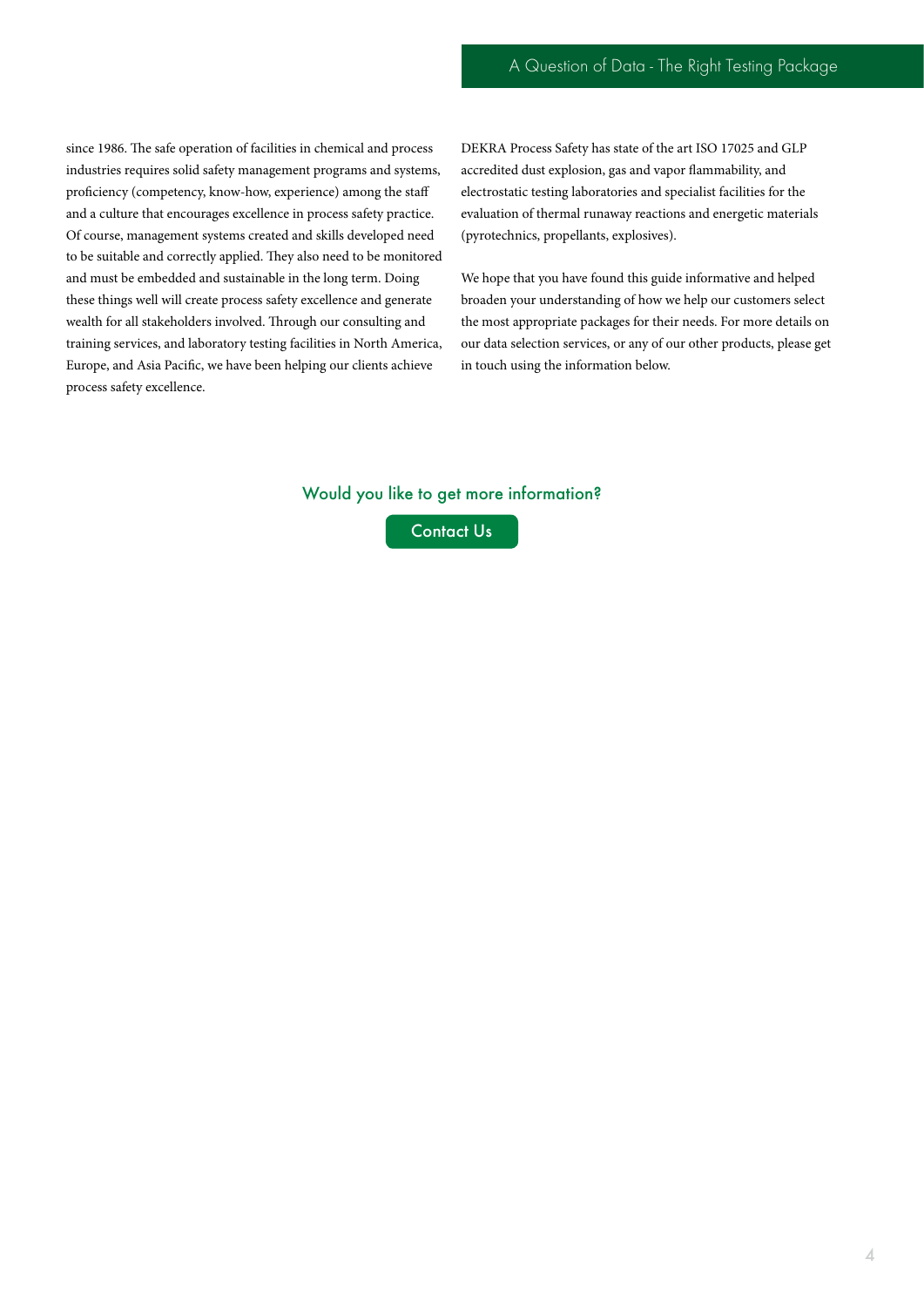since 1986. The safe operation of facilities in chemical and process industries requires solid safety management programs and systems, proficiency (competency, know-how, experience) among the staff and a culture that encourages excellence in process safety practice. Of course, management systems created and skills developed need to be suitable and correctly applied. They also need to be monitored and must be embedded and sustainable in the long term. Doing these things well will create process safety excellence and generate wealth for all stakeholders involved. Through our consulting and training services, and laboratory testing facilities in North America, Europe, and Asia Pacific, we have been helping our clients achieve process safety excellence.

DEKRA Process Safety has state of the art ISO 17025 and GLP accredited dust explosion, gas and vapor flammability, and electrostatic testing laboratories and specialist facilities for the evaluation of thermal runaway reactions and energetic materials (pyrotechnics, propellants, explosives).

We hope that you have found this guide informative and helped broaden your understanding of how we help our customers select the most appropriate packages for their needs. For more details on our data selection services, or any of our other products, please get in touch using the information below.

**Would you like to get more information?**

**Contact Us**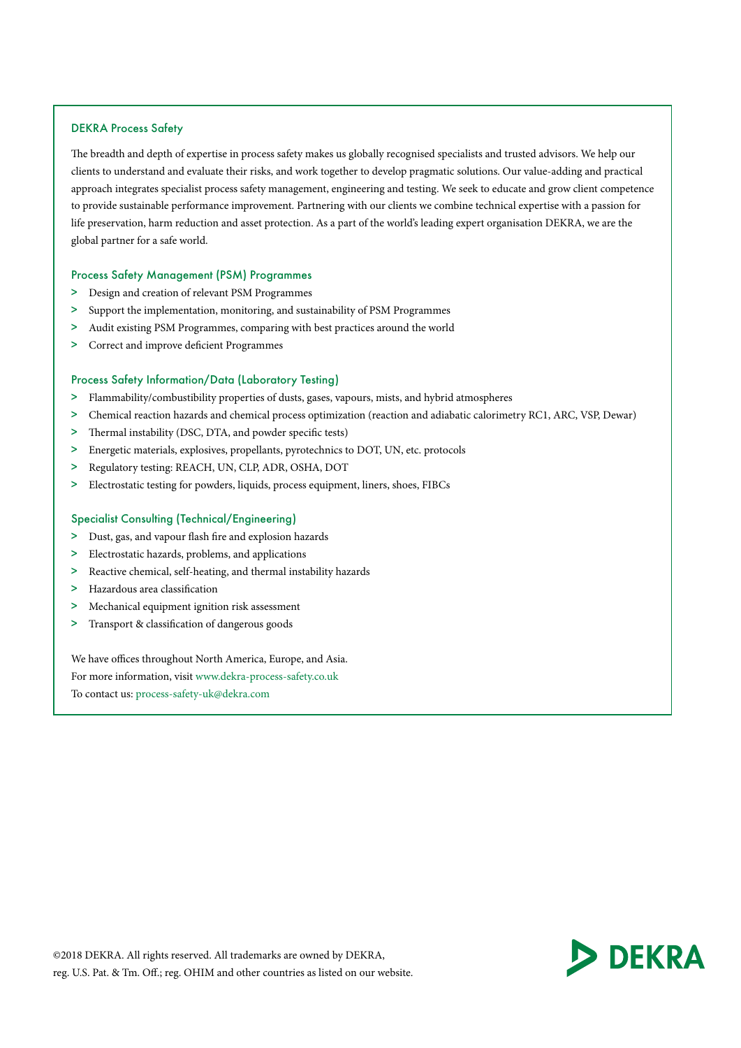## DEKRA Process Safety

The breadth and depth of expertise in process safety makes us globally recognised specialists and trusted advisors. We help our clients to understand and evaluate their risks, and work together to develop pragmatic solutions. Our value-adding and practical approach integrates specialist process safety management, engineering and testing. We seek to educate and grow client competence to provide sustainable performance improvement. Partnering with our clients we combine technical expertise with a passion for life preservation, harm reduction and asset protection. As a part of the world's leading expert organisation DEKRA, we are the global partner for a safe world.

### Process Safety Management (PSM) Programmes

- Design and creation of relevant PSM Programmes
- Support the implementation, monitoring, and sustainability of PSM Programmes
- Audit existing PSM Programmes, comparing with best practices around the world
- Correct and improve deficient Programmes

### Process Safety Information/Data (Laboratory Testing)

- Flammability/combustibility properties of dusts, gases, vapours, mists, and hybrid atmospheres
- Chemical reaction hazards and chemical process optimization (reaction and adiabatic calorimetry RC1, ARC, VSP, Dewar)
- Thermal instability (DSC, DTA, and powder specific tests)
- Energetic materials, explosives, propellants, pyrotechnics to DOT, UN, etc. protocols
- Regulatory testing: REACH, UN, CLP, ADR, OSHA, DOT
- Electrostatic testing for powders, liquids, process equipment, liners, shoes, FIBCs

### Specialist Consulting (Technical/Engineering)

- Dust, gas, and vapour flash fire and explosion hazards
- Electrostatic hazards, problems, and applications
- Reactive chemical, self-heating, and thermal instability hazards
- Hazardous area classification
- Mechanical equipment ignition risk assessment
- Transport & classification of dangerous goods

We have offices throughout North America, Europe, and Asia.
For more information, visit www.dekra-process-safety.co.uk
To contact us: process-safety-uk@dekra.com

©2018 DEKRA. All rights reserved. All trademarks are owned by DEKRA, reg. U.S. Pat. & Tm. Off.; reg. OHIM and other countries as listed on our website.

DEKRA